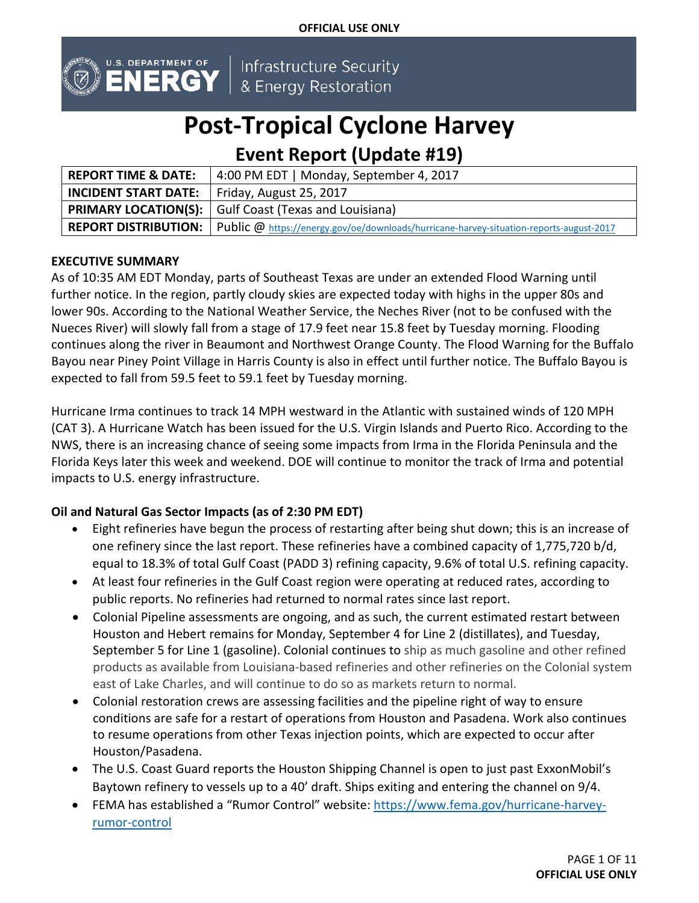OFFICIAL USE ONLY

U.S. DEPARTMENT OF ENERGY | Infrastructure Security & Energy Restoration

# Post-Tropical Cyclone Harvey

## Event Report (Update #19)

| | |
|---|---|
| **REPORT TIME & DATE:** | 4:00 PM EDT \| Monday, September 4, 2017 |
| **INCIDENT START DATE:** | Friday, August 25, 2017 |
| **PRIMARY LOCATION(S):** | Gulf Coast (Texas and Louisiana) |
| **REPORT DISTRIBUTION:** | Public @ https://energy.gov/oe/downloads/hurricane-harvey-situation-reports-august-2017 |

**EXECUTIVE SUMMARY**

As of 10:35 AM EDT Monday, parts of Southeast Texas are under an extended Flood Warning until further notice. In the region, partly cloudy skies are expected today with highs in the upper 80s and lower 90s. According to the National Weather Service, the Neches River (not to be confused with the Nueces River) will slowly fall from a stage of 17.9 feet near 15.8 feet by Tuesday morning. Flooding continues along the river in Beaumont and Northwest Orange County. The Flood Warning for the Buffalo Bayou near Piney Point Village in Harris County is also in effect until further notice. The Buffalo Bayou is expected to fall from 59.5 feet to 59.1 feet by Tuesday morning.

Hurricane Irma continues to track 14 MPH westward in the Atlantic with sustained winds of 120 MPH (CAT 3). A Hurricane Watch has been issued for the U.S. Virgin Islands and Puerto Rico. According to the NWS, there is an increasing chance of seeing some impacts from Irma in the Florida Peninsula and the Florida Keys later this week and weekend. DOE will continue to monitor the track of Irma and potential impacts to U.S. energy infrastructure.

**Oil and Natural Gas Sector Impacts (as of 2:30 PM EDT)**

- Eight refineries have begun the process of restarting after being shut down; this is an increase of one refinery since the last report. These refineries have a combined capacity of 1,775,720 b/d, equal to 18.3% of total Gulf Coast (PADD 3) refining capacity, 9.6% of total U.S. refining capacity.
- At least four refineries in the Gulf Coast region were operating at reduced rates, according to public reports. No refineries had returned to normal rates since last report.
- Colonial Pipeline assessments are ongoing, and as such, the current estimated restart between Houston and Hebert remains for Monday, September 4 for Line 2 (distillates), and Tuesday, September 5 for Line 1 (gasoline). Colonial continues to ship as much gasoline and other refined products as available from Louisiana-based refineries and other refineries on the Colonial system east of Lake Charles, and will continue to do so as markets return to normal.
- Colonial restoration crews are assessing facilities and the pipeline right of way to ensure conditions are safe for a restart of operations from Houston and Pasadena. Work also continues to resume operations from other Texas injection points, which are expected to occur after Houston/Pasadena.
- The U.S. Coast Guard reports the Houston Shipping Channel is open to just past ExxonMobil's Baytown refinery to vessels up to a 40' draft. Ships exiting and entering the channel on 9/4.
- FEMA has established a "Rumor Control" website: https://www.fema.gov/hurricane-harvey-rumor-control

OFFICIAL USE ONLY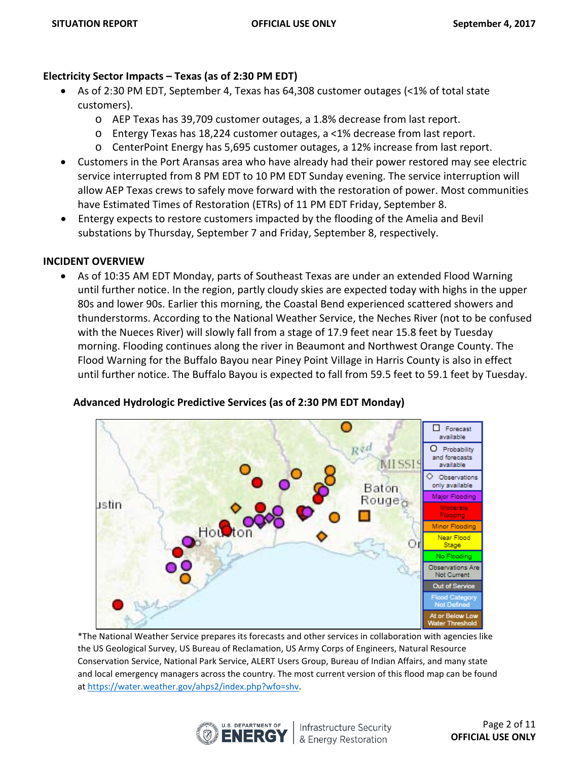**Electricity Sector Impacts – Texas (as of 2:30 PM EDT)**

- As of 2:30 PM EDT, September 4, Texas has 64,308 customer outages (<1% of total state customers).
  - AEP Texas has 39,709 customer outages, a 1.8% decrease from last report.
  - Entergy Texas has 18,224 customer outages, a <1% decrease from last report.
  - CenterPoint Energy has 5,695 customer outages, a 12% increase from last report.
- Customers in the Port Aransas area who have already had their power restored may see electric service interrupted from 8 PM EDT to 10 PM EDT Sunday evening. The service interruption will allow AEP Texas crews to safely move forward with the restoration of power. Most communities have Estimated Times of Restoration (ETRs) of 11 PM EDT Friday, September 8.
- Entergy expects to restore customers impacted by the flooding of the Amelia and Bevil substations by Thursday, September 7 and Friday, September 8, respectively.

## INCIDENT OVERVIEW

- As of 10:35 AM EDT Monday, parts of Southeast Texas are under an extended Flood Warning until further notice. In the region, partly cloudy skies are expected today with highs in the upper 80s and lower 90s. Earlier this morning, the Coastal Bend experienced scattered showers and thunderstorms. According to the National Weather Service, the Neches River (not to be confused with the Nueces River) will slowly fall from a stage of 17.9 feet near 15.8 feet by Tuesday morning. Flooding continues along the river in Beaumont and Northwest Orange County. The Flood Warning for the Buffalo Bayou near Piney Point Village in Harris County is also in effect until further notice. The Buffalo Bayou is expected to fall from 59.5 feet to 59.1 feet by Tuesday.

**Advanced Hydrologic Predictive Services (as of 2:30 PM EDT Monday)**

*The National Weather Service prepares its forecasts and other services in collaboration with agencies like the US Geological Survey, US Bureau of Reclamation, US Army Corps of Engineers, Natural Resource Conservation Service, National Park Service, ALERT Users Group, Bureau of Indian Affairs, and many state and local emergency managers across the country. The most current version of this flood map can be found at https://water.weather.gov/ahps2/index.php?wfo=shv.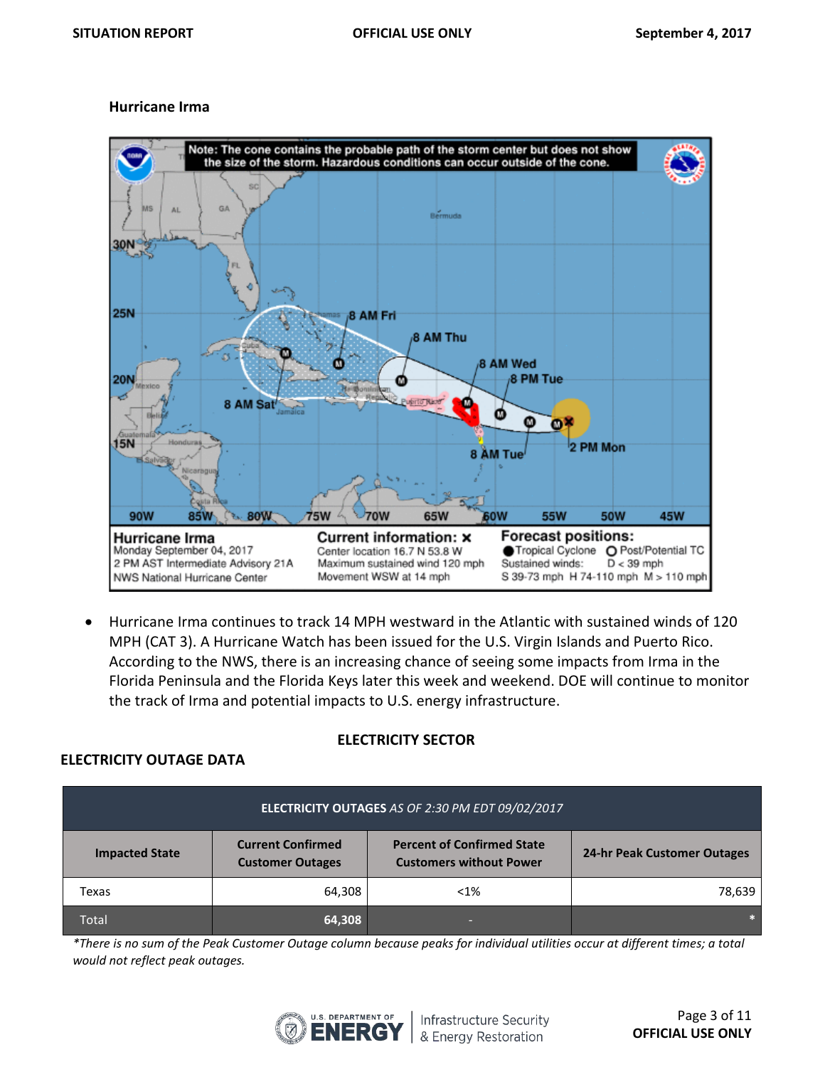### Hurricane Irma

- Hurricane Irma continues to track 14 MPH westward in the Atlantic with sustained winds of 120 MPH (CAT 3). A Hurricane Watch has been issued for the U.S. Virgin Islands and Puerto Rico. According to the NWS, there is an increasing chance of seeing some impacts from Irma in the Florida Peninsula and the Florida Keys later this week and weekend. DOE will continue to monitor the track of Irma and potential impacts to U.S. energy infrastructure.

## ELECTRICITY SECTOR

### ELECTRICITY OUTAGE DATA

| **ELECTRICITY OUTAGES** *AS OF 2:30 PM EDT 09/02/2017* | | | |
|---|---|---|---|
| **Impacted State** | **Current Confirmed Customer Outages** | **Percent of Confirmed State Customers without Power** | **24-hr Peak Customer Outages** |
| Texas | 64,308 | <1% | 78,639 |
| Total | **64,308** | - | * |

*\*There is no sum of the Peak Customer Outage column because peaks for individual utilities occur at different times; a total would not reflect peak outages.*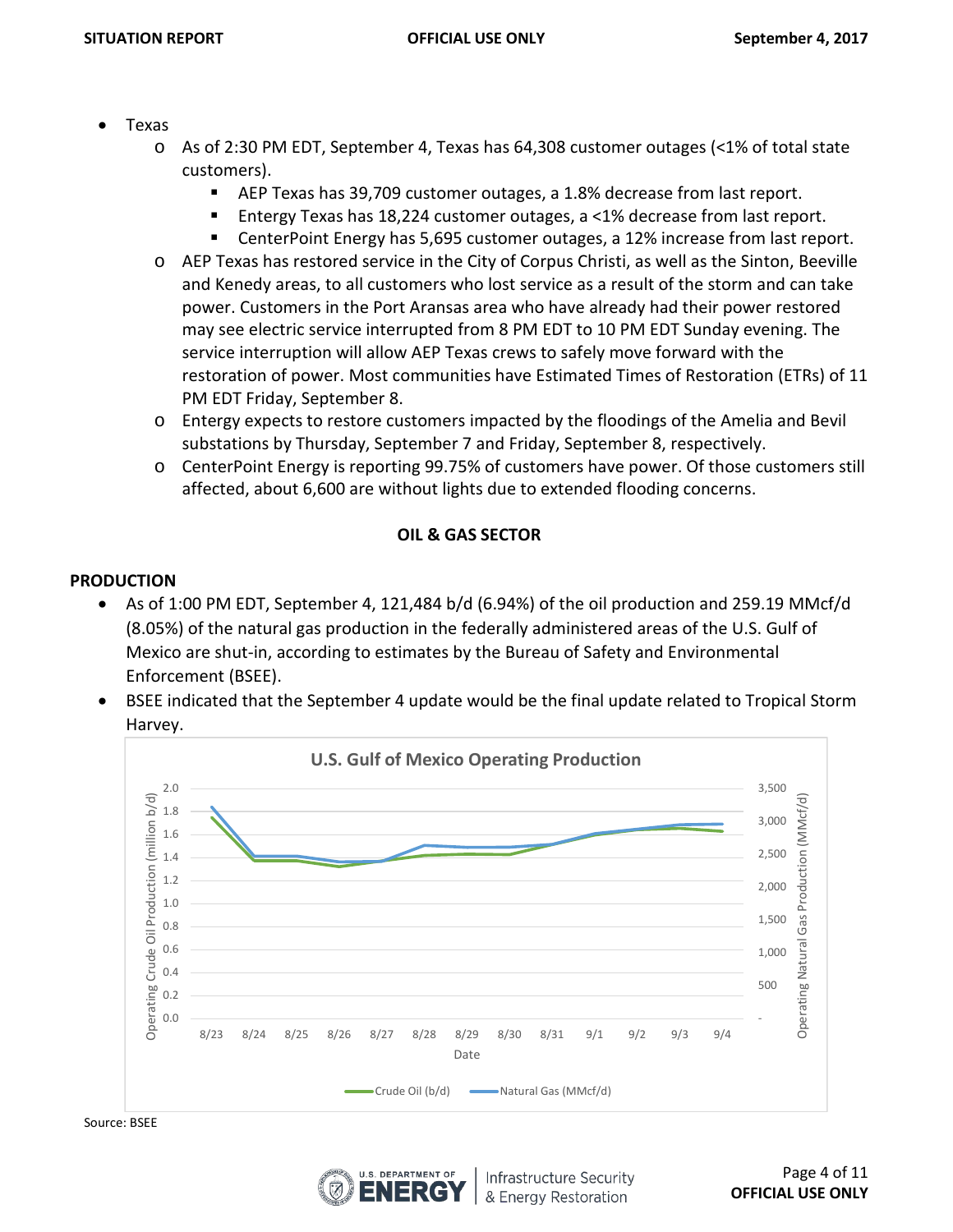- Texas
  - As of 2:30 PM EDT, September 4, Texas has 64,308 customer outages (<1% of total state customers).
    - AEP Texas has 39,709 customer outages, a 1.8% decrease from last report.
    - Entergy Texas has 18,224 customer outages, a <1% decrease from last report.
    - CenterPoint Energy has 5,695 customer outages, a 12% increase from last report.
  - AEP Texas has restored service in the City of Corpus Christi, as well as the Sinton, Beeville and Kenedy areas, to all customers who lost service as a result of the storm and can take power. Customers in the Port Aransas area who have already had their power restored may see electric service interrupted from 8 PM EDT to 10 PM EDT Sunday evening. The service interruption will allow AEP Texas crews to safely move forward with the restoration of power. Most communities have Estimated Times of Restoration (ETRs) of 11 PM EDT Friday, September 8.
  - Entergy expects to restore customers impacted by the floodings of the Amelia and Bevil substations by Thursday, September 7 and Friday, September 8, respectively.
  - CenterPoint Energy is reporting 99.75% of customers have power. Of those customers still affected, about 6,600 are without lights due to extended flooding concerns.

## OIL & GAS SECTOR

### PRODUCTION

- As of 1:00 PM EDT, September 4, 121,484 b/d (6.94%) of the oil production and 259.19 MMcf/d (8.05%) of the natural gas production in the federally administered areas of the U.S. Gulf of Mexico are shut-in, according to estimates by the Bureau of Safety and Environmental Enforcement (BSEE).
- BSEE indicated that the September 4 update would be the final update related to Tropical Storm Harvey.

U.S. Gulf of Mexico Operating Production

Source: BSEE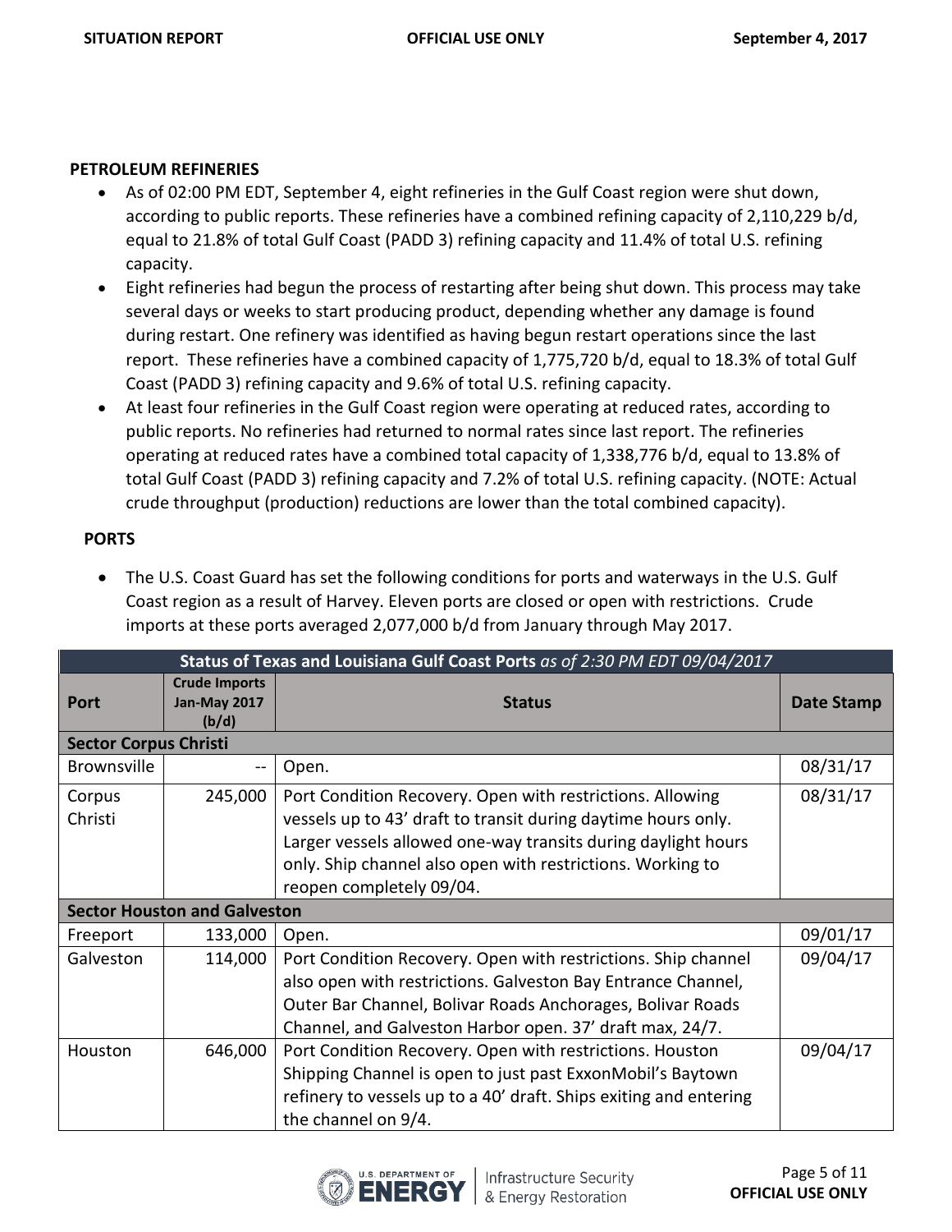### PETROLEUM REFINERIES

- As of 02:00 PM EDT, September 4, eight refineries in the Gulf Coast region were shut down, according to public reports. These refineries have a combined refining capacity of 2,110,229 b/d, equal to 21.8% of total Gulf Coast (PADD 3) refining capacity and 11.4% of total U.S. refining capacity.
- Eight refineries had begun the process of restarting after being shut down. This process may take several days or weeks to start producing product, depending whether any damage is found during restart. One refinery was identified as having begun restart operations since the last report. These refineries have a combined capacity of 1,775,720 b/d, equal to 18.3% of total Gulf Coast (PADD 3) refining capacity and 9.6% of total U.S. refining capacity.
- At least four refineries in the Gulf Coast region were operating at reduced rates, according to public reports. No refineries had returned to normal rates since last report. The refineries operating at reduced rates have a combined total capacity of 1,338,776 b/d, equal to 13.8% of total Gulf Coast (PADD 3) refining capacity and 7.2% of total U.S. refining capacity. (NOTE: Actual crude throughput (production) reductions are lower than the total combined capacity).

### PORTS

- The U.S. Coast Guard has set the following conditions for ports and waterways in the U.S. Gulf Coast region as a result of Harvey. Eleven ports are closed or open with restrictions. Crude imports at these ports averaged 2,077,000 b/d from January through May 2017.

**Status of Texas and Louisiana Gulf Coast Ports** *as of 2:30 PM EDT 09/04/2017*

| Port | Crude Imports Jan-May 2017 (b/d) | Status | Date Stamp |
|---|---|---|---|
| **Sector Corpus Christi** | | | |
| Brownsville | -- | Open. | 08/31/17 |
| Corpus Christi | 245,000 | Port Condition Recovery. Open with restrictions. Allowing vessels up to 43' draft to transit during daytime hours only. Larger vessels allowed one-way transits during daylight hours only. Ship channel also open with restrictions. Working to reopen completely 09/04. | 08/31/17 |
| **Sector Houston and Galveston** | | | |
| Freeport | 133,000 | Open. | 09/01/17 |
| Galveston | 114,000 | Port Condition Recovery. Open with restrictions. Ship channel also open with restrictions. Galveston Bay Entrance Channel, Outer Bar Channel, Bolivar Roads Anchorages, Bolivar Roads Channel, and Galveston Harbor open. 37' draft max, 24/7. | 09/04/17 |
| Houston | 646,000 | Port Condition Recovery. Open with restrictions. Houston Shipping Channel is open to just past ExxonMobil's Baytown refinery to vessels up to a 40' draft. Ships exiting and entering the channel on 9/4. | 09/04/17 |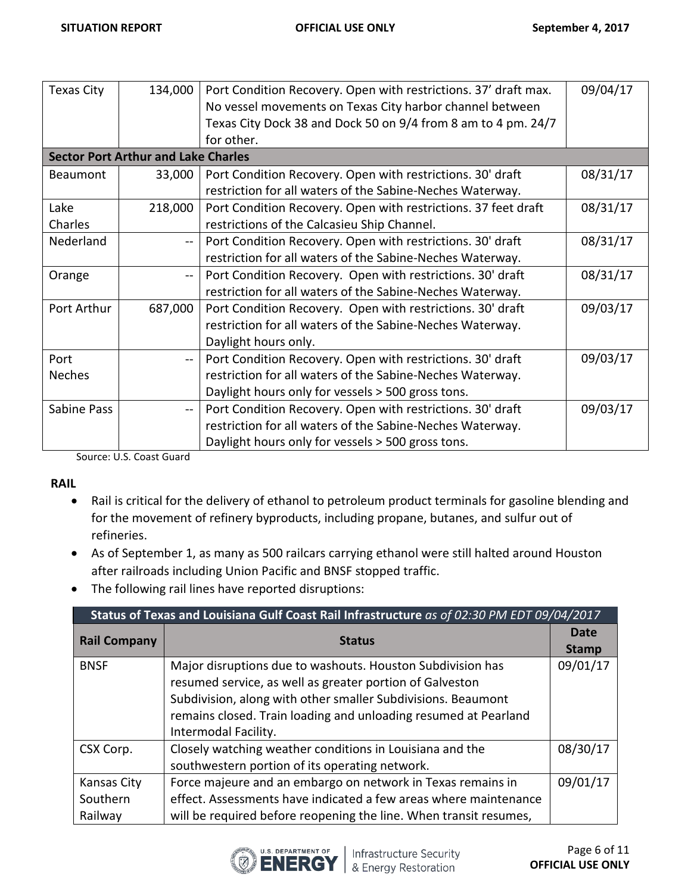| | | | |
|---|---|---|---|
| Texas City | 134,000 | Port Condition Recovery. Open with restrictions. 37' draft max. No vessel movements on Texas City harbor channel between Texas City Dock 38 and Dock 50 on 9/4 from 8 am to 4 pm. 24/7 for other. | 09/04/17 |
| **Sector Port Arthur and Lake Charles** | | | |
| Beaumont | 33,000 | Port Condition Recovery. Open with restrictions. 30' draft restriction for all waters of the Sabine-Neches Waterway. | 08/31/17 |
| Lake Charles | 218,000 | Port Condition Recovery. Open with restrictions. 37 feet draft restrictions of the Calcasieu Ship Channel. | 08/31/17 |
| Nederland | -- | Port Condition Recovery. Open with restrictions. 30' draft restriction for all waters of the Sabine-Neches Waterway. | 08/31/17 |
| Orange | -- | Port Condition Recovery. Open with restrictions. 30' draft restriction for all waters of the Sabine-Neches Waterway. | 08/31/17 |
| Port Arthur | 687,000 | Port Condition Recovery. Open with restrictions. 30' draft restriction for all waters of the Sabine-Neches Waterway. Daylight hours only. | 09/03/17 |
| Port Neches | -- | Port Condition Recovery. Open with restrictions. 30' draft restriction for all waters of the Sabine-Neches Waterway. Daylight hours only for vessels > 500 gross tons. | 09/03/17 |
| Sabine Pass | -- | Port Condition Recovery. Open with restrictions. 30' draft restriction for all waters of the Sabine-Neches Waterway. Daylight hours only for vessels > 500 gross tons. | 09/03/17 |

Source: U.S. Coast Guard

**RAIL**

- Rail is critical for the delivery of ethanol to petroleum product terminals for gasoline blending and for the movement of refinery byproducts, including propane, butanes, and sulfur out of refineries.
- As of September 1, as many as 500 railcars carrying ethanol were still halted around Houston after railroads including Union Pacific and BNSF stopped traffic.
- The following rail lines have reported disruptions:

**Status of Texas and Louisiana Gulf Coast Rail Infrastructure** *as of 02:30 PM EDT 09/04/2017*

| Rail Company | Status | Date Stamp |
|---|---|---|
| BNSF | Major disruptions due to washouts. Houston Subdivision has resumed service, as well as greater portion of Galveston Subdivision, along with other smaller Subdivisions. Beaumont remains closed. Train loading and unloading resumed at Pearland Intermodal Facility. | 09/01/17 |
| CSX Corp. | Closely watching weather conditions in Louisiana and the southwestern portion of its operating network. | 08/30/17 |
| Kansas City Southern Railway | Force majeure and an embargo on network in Texas remains in effect. Assessments have indicated a few areas where maintenance will be required before reopening the line. When transit resumes, | 09/01/17 |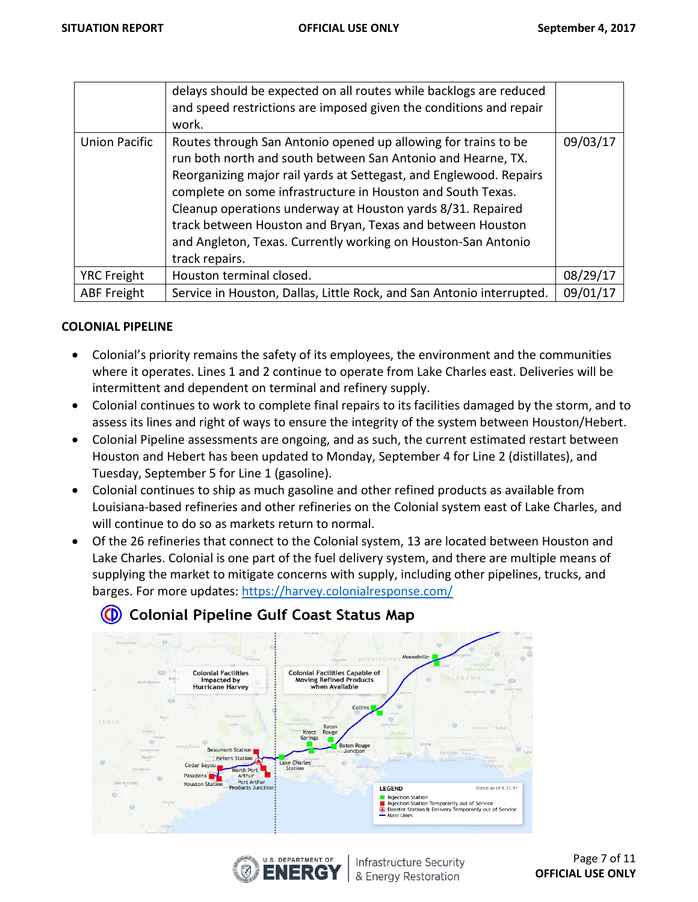|  | delays should be expected on all routes while backlogs are reduced and speed restrictions are imposed given the conditions and repair work. |  |
|---|---|---|
| Union Pacific | Routes through San Antonio opened up allowing for trains to be run both north and south between San Antonio and Hearne, TX. Reorganizing major rail yards at Settegast, and Englewood. Repairs complete on some infrastructure in Houston and South Texas. Cleanup operations underway at Houston yards 8/31. Repaired track between Houston and Bryan, Texas and between Houston and Angleton, Texas. Currently working on Houston-San Antonio track repairs. | 09/03/17 |
| YRC Freight | Houston terminal closed. | 08/29/17 |
| ABF Freight | Service in Houston, Dallas, Little Rock, and San Antonio interrupted. | 09/01/17 |

**COLONIAL PIPELINE**

- Colonial's priority remains the safety of its employees, the environment and the communities where it operates. Lines 1 and 2 continue to operate from Lake Charles east. Deliveries will be intermittent and dependent on terminal and refinery supply.
- Colonial continues to work to complete final repairs to its facilities damaged by the storm, and to assess its lines and right of ways to ensure the integrity of the system between Houston/Hebert.
- Colonial Pipeline assessments are ongoing, and as such, the current estimated restart between Houston and Hebert has been updated to Monday, September 4 for Line 2 (distillates), and Tuesday, September 5 for Line 1 (gasoline).
- Colonial continues to ship as much gasoline and other refined products as available from Louisiana-based refineries and other refineries on the Colonial system east of Lake Charles, and will continue to do so as markets return to normal.
- Of the 26 refineries that connect to the Colonial system, 13 are located between Houston and Lake Charles. Colonial is one part of the fuel delivery system, and there are multiple means of supplying the market to mitigate concerns with supply, including other pipelines, trucks, and barges. For more updates: https://harvey.colonialresponse.com/

**Colonial Pipeline Gulf Coast Status Map**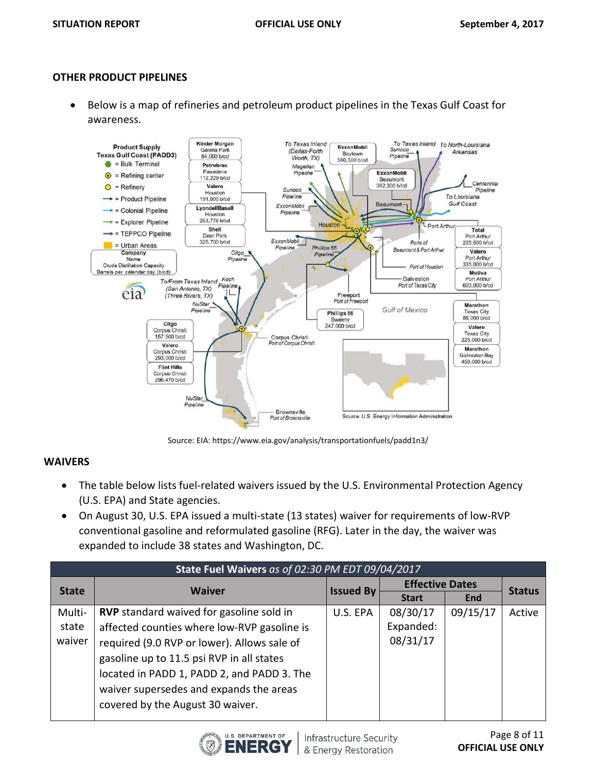## OTHER PRODUCT PIPELINES

- Below is a map of refineries and petroleum product pipelines in the Texas Gulf Coast for awareness.

Source: EIA: https://www.eia.gov/analysis/transportationfuels/padd1n3/

## WAIVERS

- The table below lists fuel-related waivers issued by the U.S. Environmental Protection Agency (U.S. EPA) and State agencies.
- On August 30, U.S. EPA issued a multi-state (13 states) waiver for requirements of low-RVP conventional gasoline and reformulated gasoline (RFG). Later in the day, the waiver was expanded to include 38 states and Washington, DC.

| **State Fuel Waivers** *as of 02:30 PM EDT 09/04/2017* | | | | | |
|---|---|---|---|---|---|
| **State** | **Waiver** | **Issued By** | **Effective Dates** | | **Status** |
| | | | **Start** | **End** | |
| Multi-state waiver | **RVP** standard waived for gasoline sold in affected counties where low-RVP gasoline is required (9.0 RVP or lower). Allows sale of gasoline up to 11.5 psi RVP in all states located in PADD 1, PADD 2, and PADD 3. The waiver supersedes and expands the areas covered by the August 30 waiver. | U.S. EPA | 08/30/17 Expanded: 08/31/17 | 09/15/17 | Active |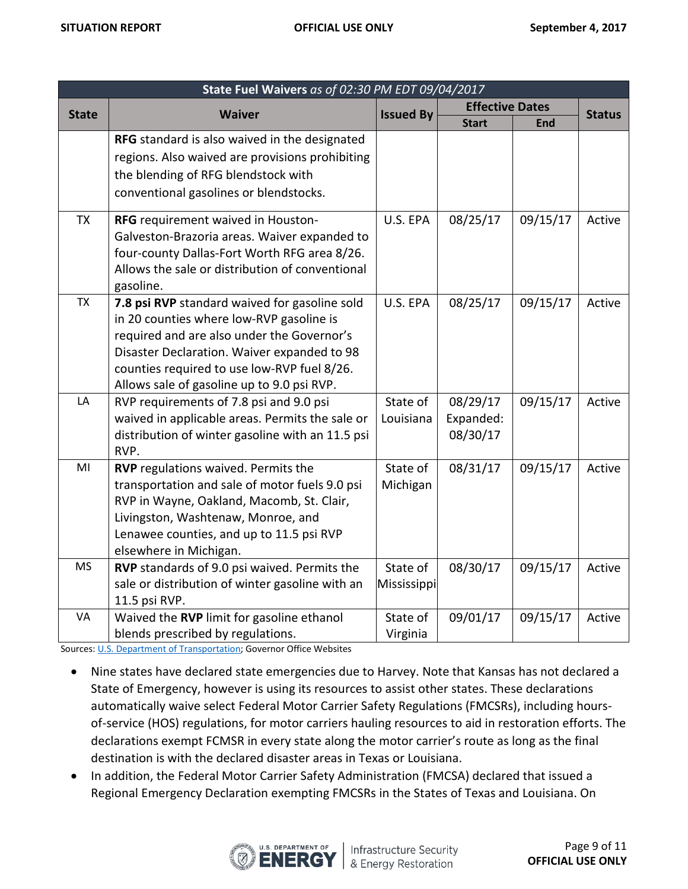| State Fuel Waivers *as of 02:30 PM EDT 09/04/2017* | | | | | |
|---|---|---|---|---|---|
| **State** | **Waiver** | **Issued By** | **Effective Dates** | | **Status** |
| | | | **Start** | **End** | |
| | **RFG** standard is also waived in the designated regions. Also waived are provisions prohibiting the blending of RFG blendstock with conventional gasolines or blendstocks. | | | | |
| TX | **RFG** requirement waived in Houston-Galveston-Brazoria areas. Waiver expanded to four-county Dallas-Fort Worth RFG area 8/26. Allows the sale or distribution of conventional gasoline. | U.S. EPA | 08/25/17 | 09/15/17 | Active |
| TX | **7.8 psi RVP** standard waived for gasoline sold in 20 counties where low-RVP gasoline is required and are also under the Governor's Disaster Declaration. Waiver expanded to 98 counties required to use low-RVP fuel 8/26. Allows sale of gasoline up to 9.0 psi RVP. | U.S. EPA | 08/25/17 | 09/15/17 | Active |
| LA | RVP requirements of 7.8 psi and 9.0 psi waived in applicable areas. Permits the sale or distribution of winter gasoline with an 11.5 psi RVP. | State of Louisiana | 08/29/17 Expanded: 08/30/17 | 09/15/17 | Active |
| MI | **RVP** regulations waived. Permits the transportation and sale of motor fuels 9.0 psi RVP in Wayne, Oakland, Macomb, St. Clair, Livingston, Washtenaw, Monroe, and Lenawee counties, and up to 11.5 psi RVP elsewhere in Michigan. | State of Michigan | 08/31/17 | 09/15/17 | Active |
| MS | **RVP** standards of 9.0 psi waived. Permits the sale or distribution of winter gasoline with an 11.5 psi RVP. | State of Mississippi | 08/30/17 | 09/15/17 | Active |
| VA | Waived the **RVP** limit for gasoline ethanol blends prescribed by regulations. | State of Virginia | 09/01/17 | 09/15/17 | Active |

Sources: U.S. Department of Transportation; Governor Office Websites

- Nine states have declared state emergencies due to Harvey. Note that Kansas has not declared a State of Emergency, however is using its resources to assist other states. These declarations automatically waive select Federal Motor Carrier Safety Regulations (FMCSRs), including hours-of-service (HOS) regulations, for motor carriers hauling resources to aid in restoration efforts. The declarations exempt FCMSR in every state along the motor carrier's route as long as the final destination is with the declared disaster areas in Texas or Louisiana.
- In addition, the Federal Motor Carrier Safety Administration (FMCSA) declared that issued a Regional Emergency Declaration exempting FMCSRs in the States of Texas and Louisiana. On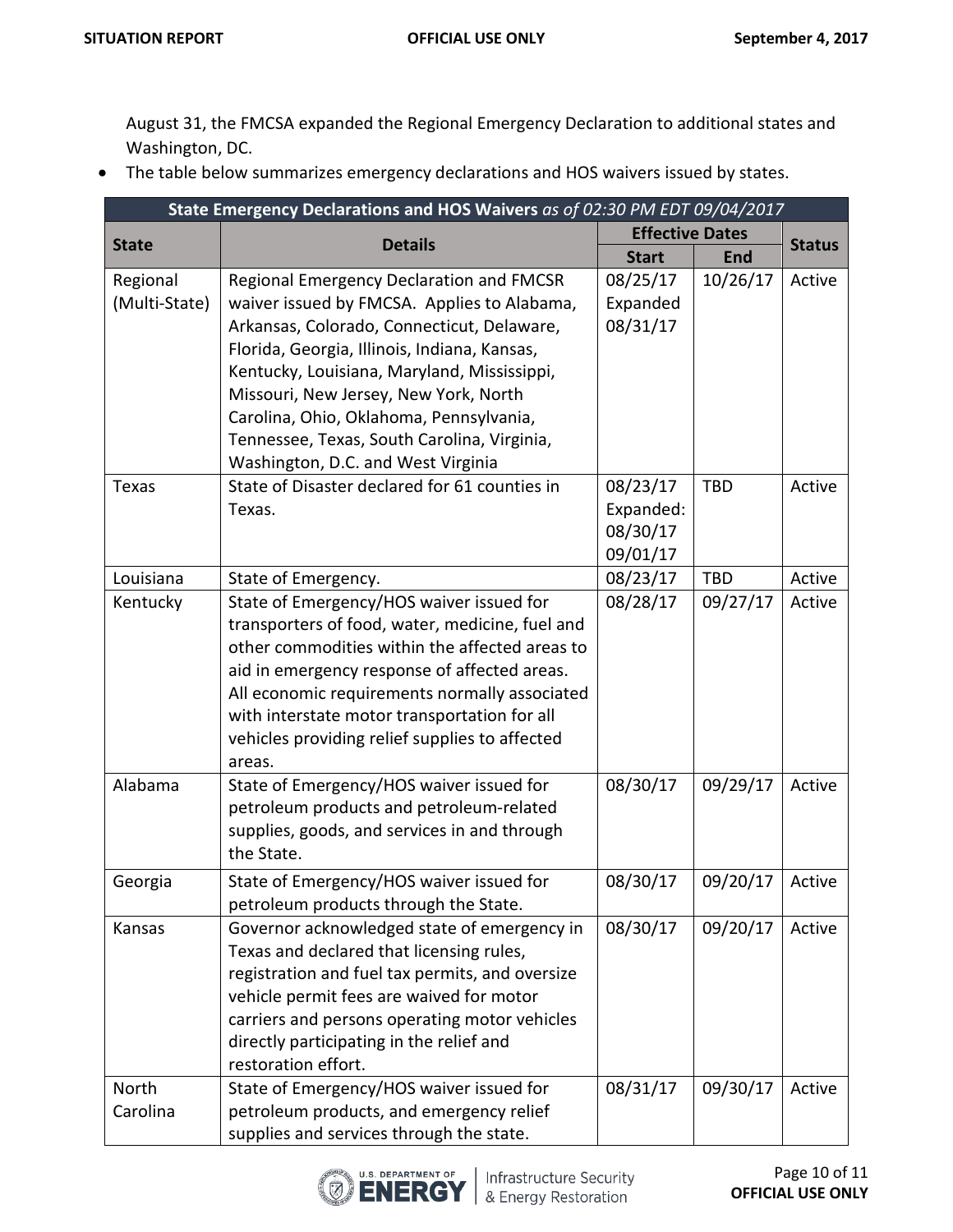August 31, the FMCSA expanded the Regional Emergency Declaration to additional states and Washington, DC.

- The table below summarizes emergency declarations and HOS waivers issued by states.

| State Emergency Declarations and HOS Waivers *as of 02:30 PM EDT 09/04/2017* | | | | |
|---|---|---|---|---|
| **State** | **Details** | **Effective Dates** | | **Status** |
| | | **Start** | **End** | |
| Regional (Multi-State) | Regional Emergency Declaration and FMCSR waiver issued by FMCSA. Applies to Alabama, Arkansas, Colorado, Connecticut, Delaware, Florida, Georgia, Illinois, Indiana, Kansas, Kentucky, Louisiana, Maryland, Mississippi, Missouri, New Jersey, New York, North Carolina, Ohio, Oklahoma, Pennsylvania, Tennessee, Texas, South Carolina, Virginia, Washington, D.C. and West Virginia | 08/25/17 Expanded 08/31/17 | 10/26/17 | Active |
| Texas | State of Disaster declared for 61 counties in Texas. | 08/23/17 Expanded: 08/30/17 09/01/17 | TBD | Active |
| Louisiana | State of Emergency. | 08/23/17 | TBD | Active |
| Kentucky | State of Emergency/HOS waiver issued for transporters of food, water, medicine, fuel and other commodities within the affected areas to aid in emergency response of affected areas. All economic requirements normally associated with interstate motor transportation for all vehicles providing relief supplies to affected areas. | 08/28/17 | 09/27/17 | Active |
| Alabama | State of Emergency/HOS waiver issued for petroleum products and petroleum-related supplies, goods, and services in and through the State. | 08/30/17 | 09/29/17 | Active |
| Georgia | State of Emergency/HOS waiver issued for petroleum products through the State. | 08/30/17 | 09/20/17 | Active |
| Kansas | Governor acknowledged state of emergency in Texas and declared that licensing rules, registration and fuel tax permits, and oversize vehicle permit fees are waived for motor carriers and persons operating motor vehicles directly participating in the relief and restoration effort. | 08/30/17 | 09/20/17 | Active |
| North Carolina | State of Emergency/HOS waiver issued for petroleum products, and emergency relief supplies and services through the state. | 08/31/17 | 09/30/17 | Active |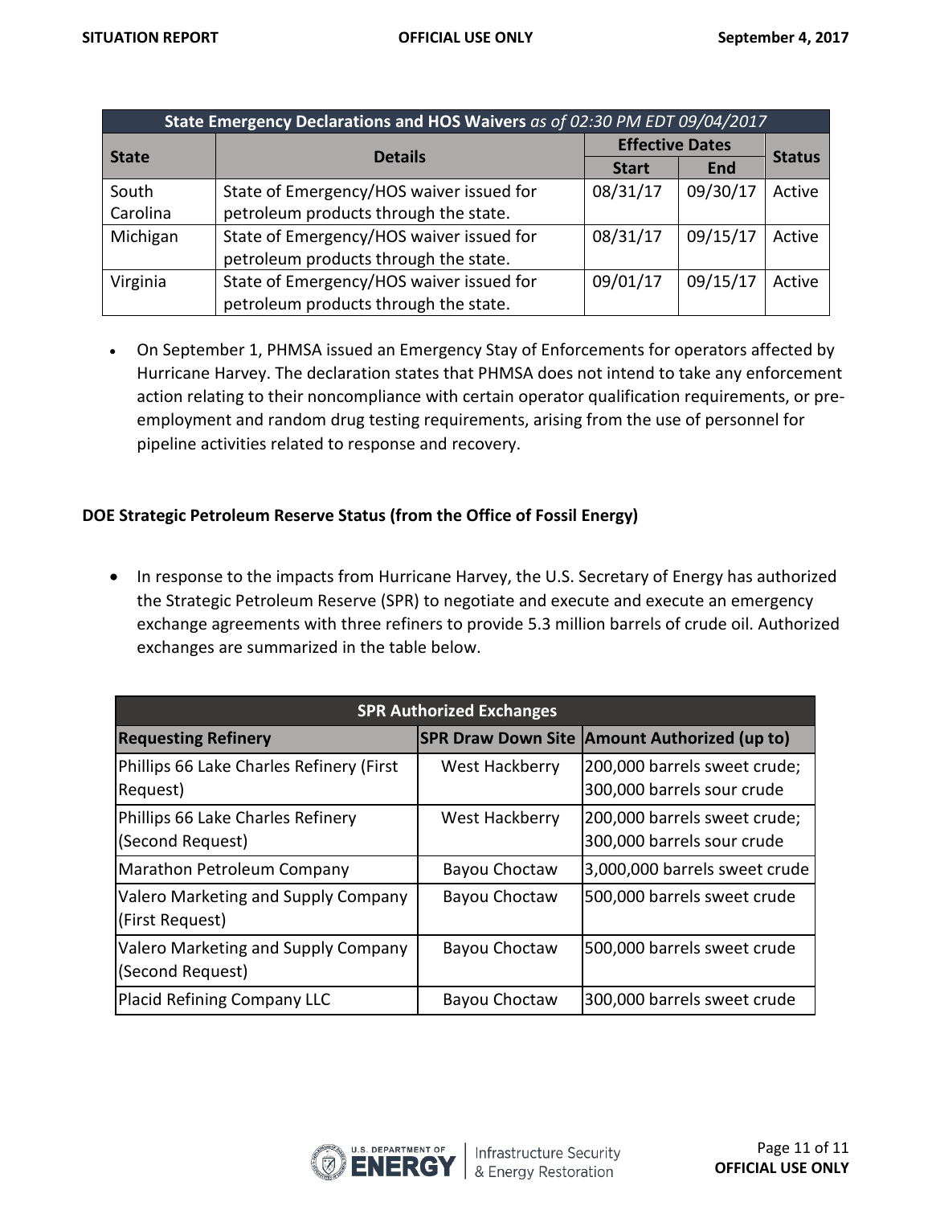| State Emergency Declarations and HOS Waivers *as of 02:30 PM EDT 09/04/2017* | | | | |
|---|---|---|---|---|
| **State** | **Details** | **Effective Dates** | | **Status** |
| | | **Start** | **End** | |
| South Carolina | State of Emergency/HOS waiver issued for petroleum products through the state. | 08/31/17 | 09/30/17 | Active |
| Michigan | State of Emergency/HOS waiver issued for petroleum products through the state. | 08/31/17 | 09/15/17 | Active |
| Virginia | State of Emergency/HOS waiver issued for petroleum products through the state. | 09/01/17 | 09/15/17 | Active |

- On September 1, PHMSA issued an Emergency Stay of Enforcements for operators affected by Hurricane Harvey. The declaration states that PHMSA does not intend to take any enforcement action relating to their noncompliance with certain operator qualification requirements, or pre-employment and random drug testing requirements, arising from the use of personnel for pipeline activities related to response and recovery.

**DOE Strategic Petroleum Reserve Status (from the Office of Fossil Energy)**

- In response to the impacts from Hurricane Harvey, the U.S. Secretary of Energy has authorized the Strategic Petroleum Reserve (SPR) to negotiate and execute and execute an emergency exchange agreements with three refiners to provide 5.3 million barrels of crude oil. Authorized exchanges are summarized in the table below.

| SPR Authorized Exchanges | | |
|---|---|---|
| **Requesting Refinery** | **SPR Draw Down Site** | **Amount Authorized (up to)** |
| Phillips 66 Lake Charles Refinery (First Request) | West Hackberry | 200,000 barrels sweet crude; 300,000 barrels sour crude |
| Phillips 66 Lake Charles Refinery (Second Request) | West Hackberry | 200,000 barrels sweet crude; 300,000 barrels sour crude |
| Marathon Petroleum Company | Bayou Choctaw | 3,000,000 barrels sweet crude |
| Valero Marketing and Supply Company (First Request) | Bayou Choctaw | 500,000 barrels sweet crude |
| Valero Marketing and Supply Company (Second Request) | Bayou Choctaw | 500,000 barrels sweet crude |
| Placid Refining Company LLC | Bayou Choctaw | 300,000 barrels sweet crude |